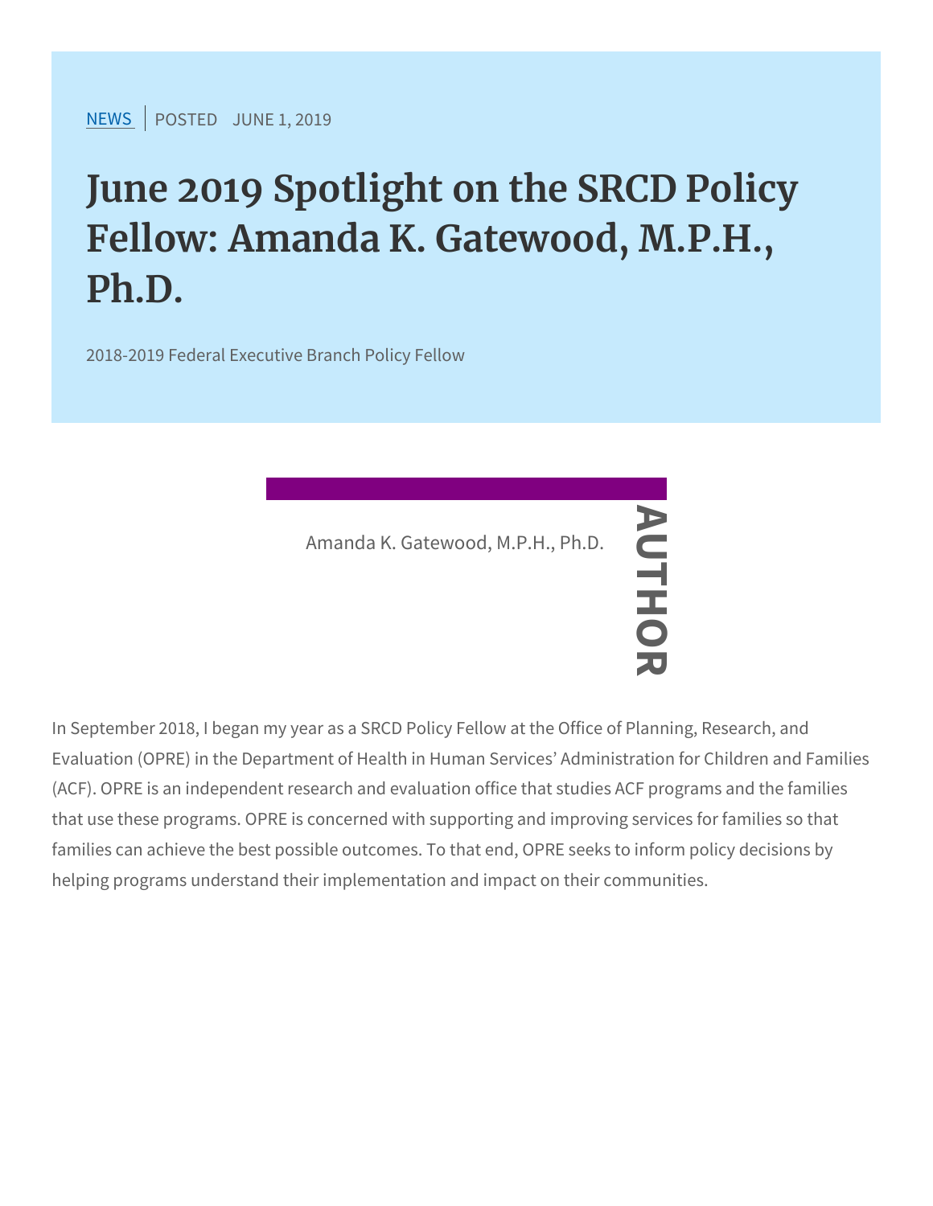NEWS | POSTED JUNE 1, 2019

# June 2019 Spotlight on the SRCD Policy Fellow: Amanda K. Gatewood, M.P.H., Ph.D.

2018-2019 Federal Executive Branch Policy Fellow

AUTHOR

Amanda K. Gatewood, M.P.H., Ph.D.

In September 2018, I began my year as a SRCD Policy Fellow at the Office of Planning, Research, and Evaluation (OPRE) in the Department of Health in Human Services' Administration for Children and Families (ACF). OPRE is an independent research and evaluation office that studies ACF programs and the families that use these programs. OPRE is concerned with supporting and improving services for families so that families can achieve the best possible outcomes. To that end, OPRE seeks to inform policy decisions by helping programs understand their implementation and impact on their communities.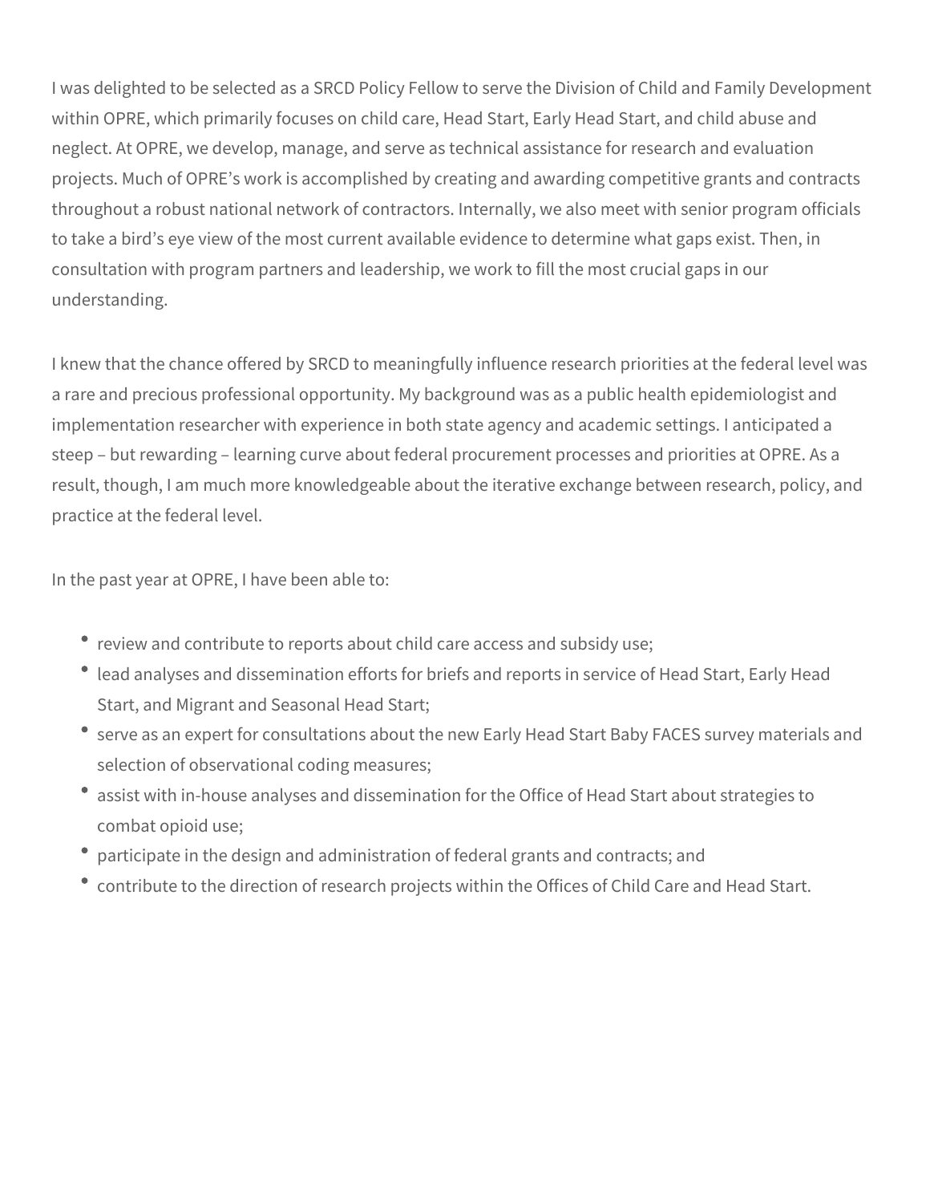I was delighted to be selected as a SRCD Policy Fellow to serve the Division of Child and Family Development within OPRE, which primarily focuses on child care, Head Start, Early Head Start, and child abuse and neglect. At OPRE, we develop, manage, and serve as technical assistance for research and evaluation projects. Much of OPRE's work is accomplished by creating and awarding competitive grants and contracts throughout a robust national network of contractors. Internally, we also meet with senior program officials to take a bird's eye view of the most current available evidence to determine what gaps exist. Then, in consultation with program partners and leadership, we work to fill the most crucial gaps in our understanding.

I knew that the chance offered by SRCD to meaningfully influence research priorities at the federal level was a rare and precious professional opportunity. My background was as a public health epidemiologist and implementation researcher with experience in both state agency and academic settings. I anticipated a steep – but rewarding – learning curve about federal procurement processes and priorities at OPRE. As a result, though, I am much more knowledgeable about the iterative exchange between research, policy, and practice at the federal level.

In the past year at OPRE, I have been able to:

- review and contribute to reports about child care access and subsidy use;
- lead analyses and dissemination efforts for briefs and reports in service of Head Start, Early Head Start, and Migrant and Seasonal Head Start;
- serve as an expert for consultations about the new Early Head Start Baby FACES survey materials and selection of observational coding measures;
- assist with in-house analyses and dissemination for the Office of Head Start about strategies to combat opioid use;
- participate in the design and administration of federal grants and contracts; and
- contribute to the direction of research projects within the Offices of Child Care and Head Start.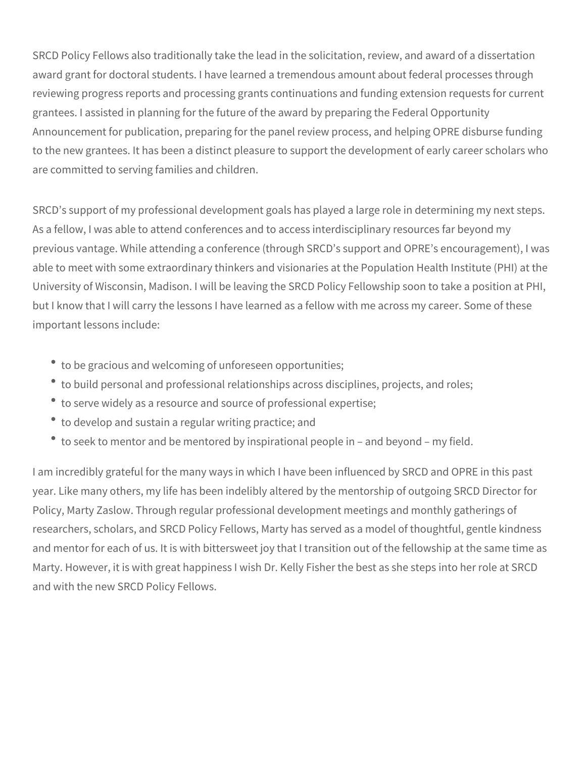SRCD Policy Fellows also traditionally take the lead in the solicitation, review, and award of a dissertation award grant for doctoral students. I have learned a tremendous amount about federal processes through reviewing progress reports and processing grants continuations and funding extension requests for current grantees. I assisted in planning for the future of the award by preparing the Federal Opportunity Announcement for publication, preparing for the panel review process, and helping OPRE disburse funding to the new grantees. It has been a distinct pleasure to support the development of early career scholars who are committed to serving families and children.

SRCD's support of my professional development goals has played a large role in determining my next steps. As a fellow, I was able to attend conferences and to access interdisciplinary resources far beyond my previous vantage. While attending a conference (through SRCD's support and OPRE's encouragement), I was able to meet with some extraordinary thinkers and visionaries at the Population Health Institute (PHI) at the University of Wisconsin, Madison. I will be leaving the SRCD Policy Fellowship soon to take a position at PHI, but I know that I will carry the lessons I have learned as a fellow with me across my career. Some of these important lessons include:

- to be gracious and welcoming of unforeseen opportunities;
- to build personal and professional relationships across disciplines, projects, and roles;
- to serve widely as a resource and source of professional expertise;
- to develop and sustain a regular writing practice; and
- to seek to mentor and be mentored by inspirational people in – and beyond – my field.

I am incredibly grateful for the many ways in which I have been influenced by SRCD and OPRE in this past year. Like many others, my life has been indelibly altered by the mentorship of outgoing SRCD Director for Policy, Marty Zaslow. Through regular professional development meetings and monthly gatherings of researchers, scholars, and SRCD Policy Fellows, Marty has served as a model of thoughtful, gentle kindness and mentor for each of us. It is with bittersweet joy that I transition out of the fellowship at the same time as Marty. However, it is with great happiness I wish Dr. Kelly Fisher the best as she steps into her role at SRCD and with the new SRCD Policy Fellows.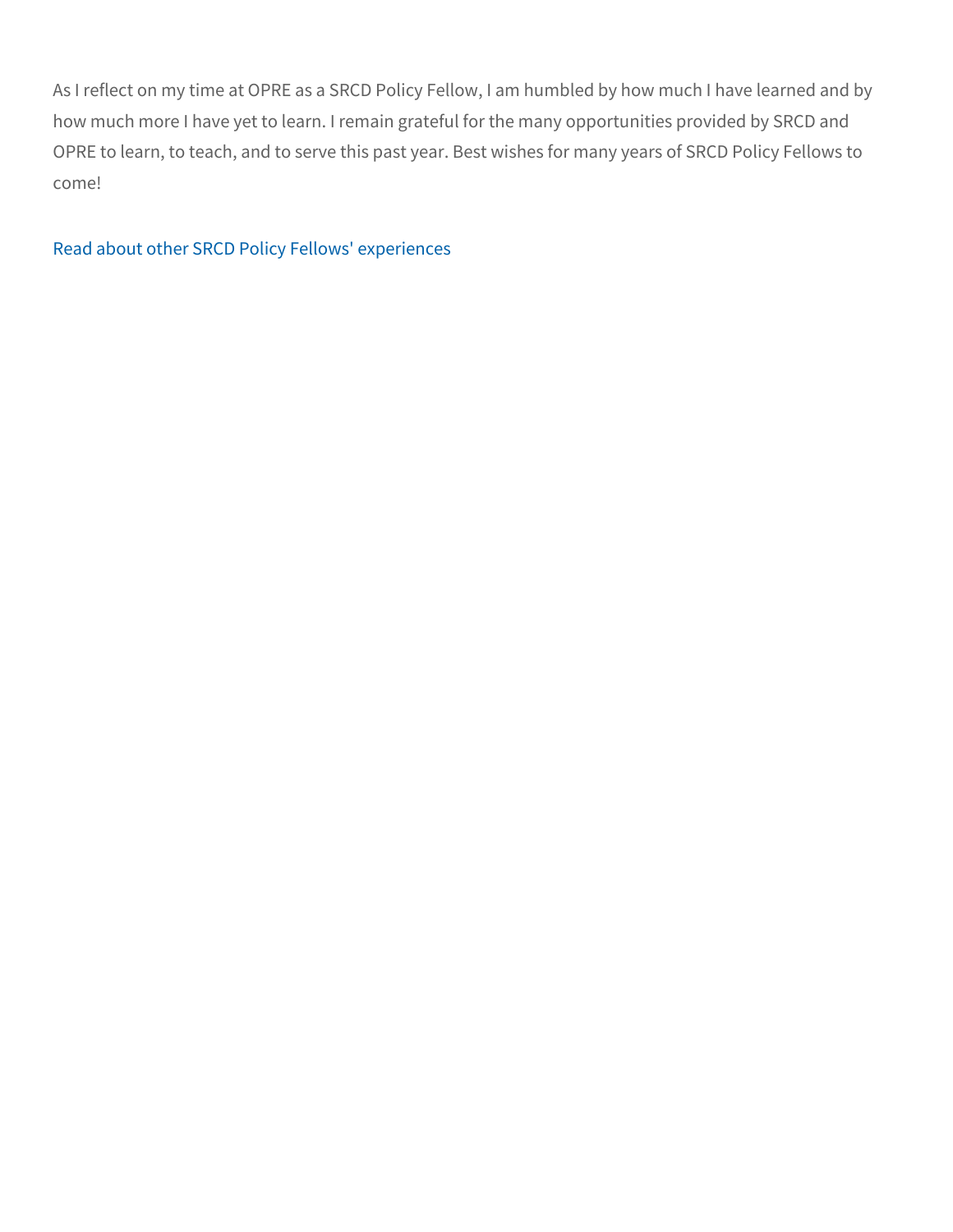As I reflect on my time at OPRE as a SRCD Policy Fellow, I am humbled by how much I have learned and by how much more I have yet to learn. I remain grateful for the many opportunities provided by SRCD and OPRE to learn, to teach, and to serve this past year. Best wishes for many years of SRCD Policy Fellows to come!

Read about other SRCD Policy Fellows' experiences